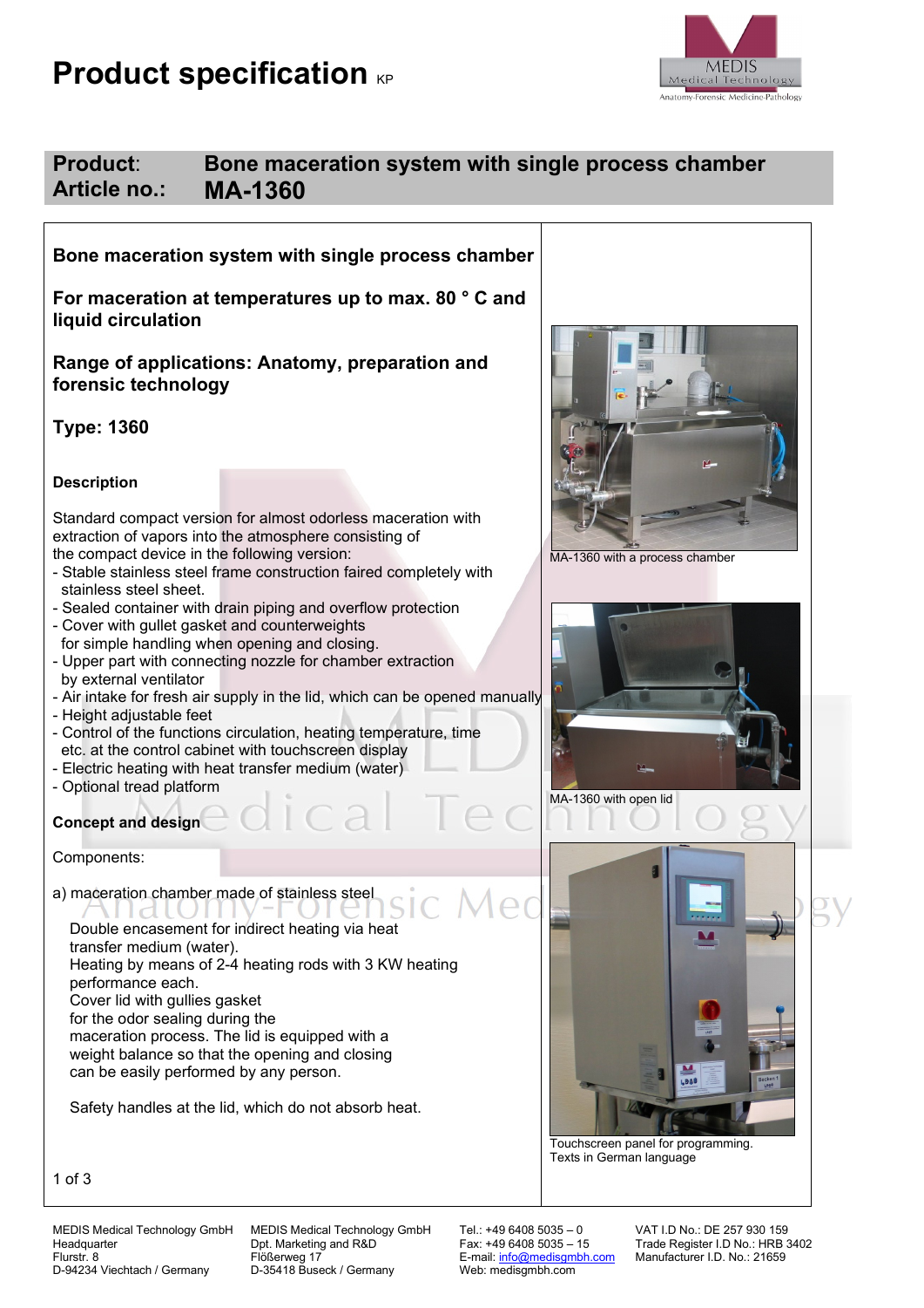# Product specification KP

MEDIS Medical Technology
Anatomy-Forensic Medicine-Pathology

**Product**: Bone maceration system with single process chamber
**Article no.: MA-1360**

## Bone maceration system with single process chamber

## For maceration at temperatures up to max. 80 ° C and liquid circulation

## Range of applications: Anatomy, preparation and forensic technology

## Type: 1360

### Description

Standard compact version for almost odorless maceration with extraction of vapors into the atmosphere consisting of the compact device in the following version:

- Stable stainless steel frame construction faired completely with stainless steel sheet.
- Sealed container with drain piping and overflow protection
- Cover with gullet gasket and counterweights for simple handling when opening and closing.
- Upper part with connecting nozzle for chamber extraction by external ventilator
- Air intake for fresh air supply in the lid, which can be opened manually
- Height adjustable feet
- Control of the functions circulation, heating temperature, time etc. at the control cabinet with touchscreen display
- Electric heating with heat transfer medium (water)
- Optional tread platform

### Concept and design

Components:

a) maceration chamber made of stainless steel

Double encasement for indirect heating via heat transfer medium (water).
Heating by means of 2-4 heating rods with 3 KW heating performance each.
Cover lid with gullies gasket for the odor sealing during the maceration process. The lid is equipped with a weight balance so that the opening and closing can be easily performed by any person.

Safety handles at the lid, which do not absorb heat.

MA-1360 with a process chamber

MA-1360 with open lid

Touchscreen panel for programming.
Texts in German language

MEDIS Medical Technology GmbH
Headquarter
Flurstr. 8
D-94234 Viechtach / Germany

MEDIS Medical Technology GmbH
Dpt. Marketing and R&D
Flößerweg 17
D-35418 Buseck / Germany

Tel.: +49 6408 5035 – 0
Fax: +49 6408 5035 – 15
E-mail: info@medisgmbh.com
Web: medisgmbh.com

VAT I.D No.: DE 257 930 159
Trade Register I.D No.: HRB 3402
Manufacturer I.D. No.: 21659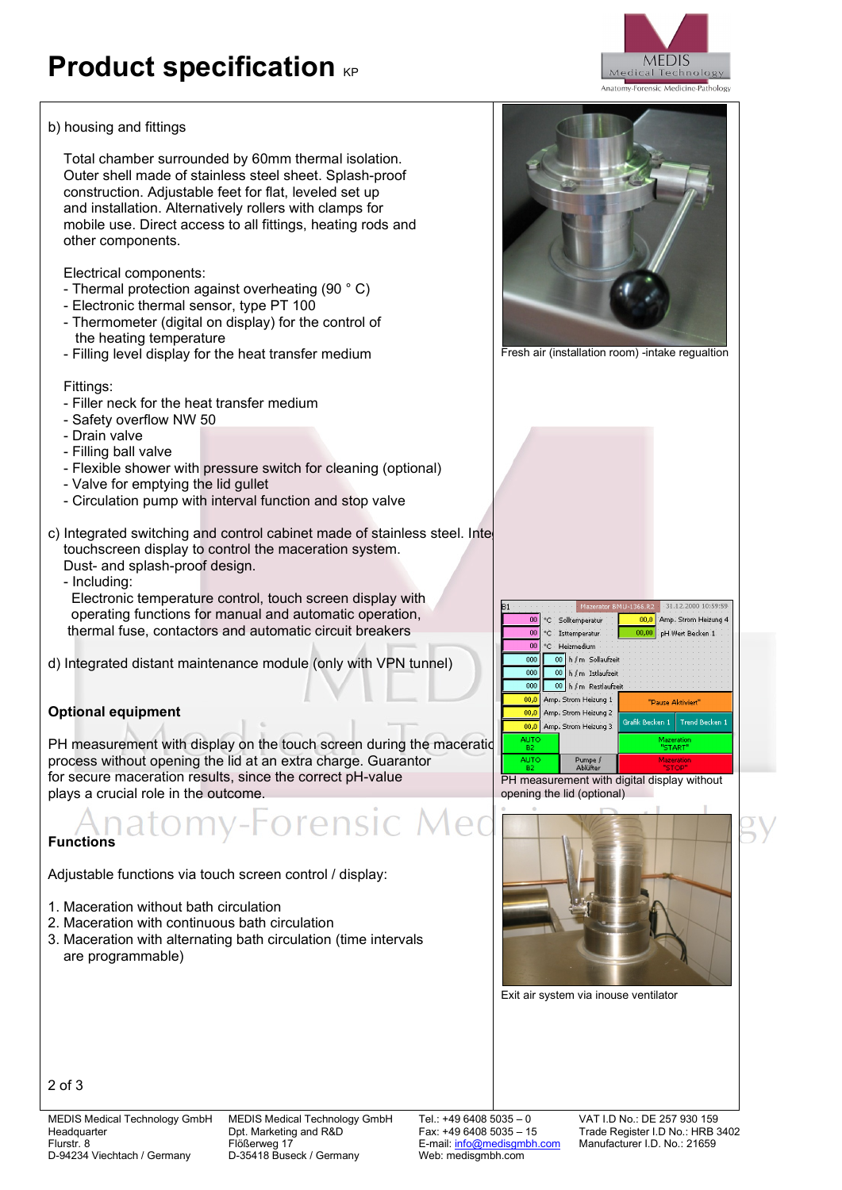# Product specification KP

b) housing and fittings

Total chamber surrounded by 60mm thermal isolation. Outer shell made of stainless steel sheet. Splash-proof construction. Adjustable feet for flat, leveled set up and installation. Alternatively rollers with clamps for mobile use. Direct access to all fittings, heating rods and other components.

Electrical components:
- Thermal protection against overheating (90 ° C)
- Electronic thermal sensor, type PT 100
- Thermometer (digital on display) for the control of the heating temperature
- Filling level display for the heat transfer medium

Fittings:
- Filler neck for the heat transfer medium
- Safety overflow NW 50
- Drain valve
- Filling ball valve
- Flexible shower with pressure switch for cleaning (optional)
- Valve for emptying the lid gullet
- Circulation pump with interval function and stop valve

c) Integrated switching and control cabinet made of stainless steel. Inte touchscreen display to control the maceration system. Dust- and splash-proof design.
- Including:
  Electronic temperature control, touch screen display with operating functions for manual and automatic operation, thermal fuse, contactors and automatic circuit breakers

d) Integrated distant maintenance module (only with VPN tunnel)

**Optional equipment**

PH measurement with display on the touch screen during the maceratio process without opening the lid at an extra charge. Guarantor for secure maceration results, since the correct pH-value plays a crucial role in the outcome.

**Functions**

Adjustable functions via touch screen control / display:

1. Maceration without bath circulation
2. Maceration with continuous bath circulation
3. Maceration with alternating bath circulation (time intervals are programmable)

Fresh air (installation room) -intake regualtion

PH measurement with digital display without opening the lid (optional)

Exit air system via inouse ventilator

| MEDIS Medical Technology GmbH | MEDIS Medical Technology GmbH | Tel.: +49 6408 5035 – 0 | VAT I.D No.: DE 257 930 159 |
|---|---|---|---|
| Headquarter | Dpt. Marketing and R&D | Fax: +49 6408 5035 – 15 | Trade Register I.D No.: HRB 3402 |
| Flurstr. 8 | Flößerweg 17 | E-mail: info@medisgmbh.com | Manufacturer I.D. No.: 21659 |
| D-94234 Viechtach / Germany | D-35418 Buseck / Germany | Web: medisgmbh.com | |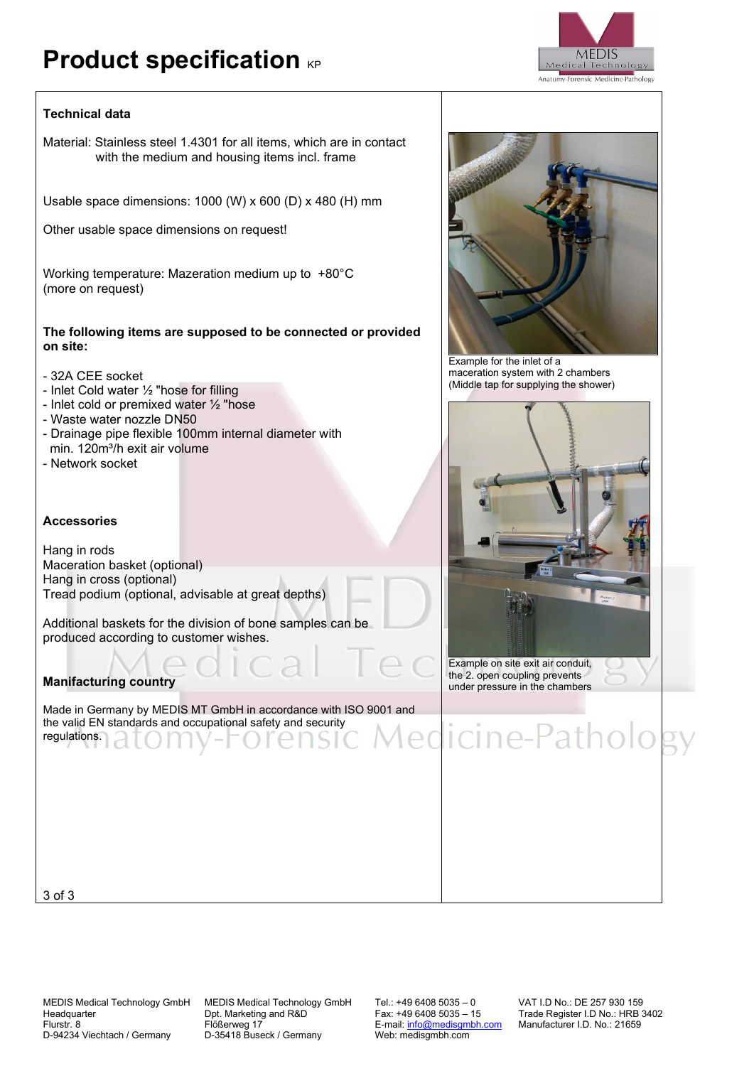# Product specification KP

**Technical data**

Material: Stainless steel 1.4301 for all items, which are in contact with the medium and housing items incl. frame

Usable space dimensions: 1000 (W) x 600 (D) x 480 (H) mm

Other usable space dimensions on request!

Working temperature: Mazeration medium up to +80°C (more on request)

**The following items are supposed to be connected or provided on site:**

- 32A CEE socket
- Inlet Cold water ½ "hose for filling
- Inlet cold or premixed water ½ "hose
- Waste water nozzle DN50
- Drainage pipe flexible 100mm internal diameter with min. 120m³/h exit air volume
- Network socket

**Accessories**

Hang in rods
Maceration basket (optional)
Hang in cross (optional)
Tread podium (optional, advisable at great depths)

Additional baskets for the division of bone samples can be produced according to customer wishes.

**Manifacturing country**

Made in Germany by MEDIS MT GmbH in accordance with ISO 9001 and the valid EN standards and occupational safety and security regulations.

Example for the inlet of a maceration system with 2 chambers (Middle tap for supplying the shower)

Example on site exit air conduit, the 2. open coupling prevents under pressure in the chambers

MEDIS Medical Technology GmbH
Headquarter
Flurstr. 8
D-94234 Viechtach / Germany

MEDIS Medical Technology GmbH
Dpt. Marketing and R&D
Flößerweg 17
D-35418 Buseck / Germany

Tel.: +49 6408 5035 – 0
Fax: +49 6408 5035 – 15
E-mail: info@medisgmbh.com
Web: medisgmbh.com

VAT I.D No.: DE 257 930 159
Trade Register I.D No.: HRB 3402
Manufacturer I.D. No.: 21659